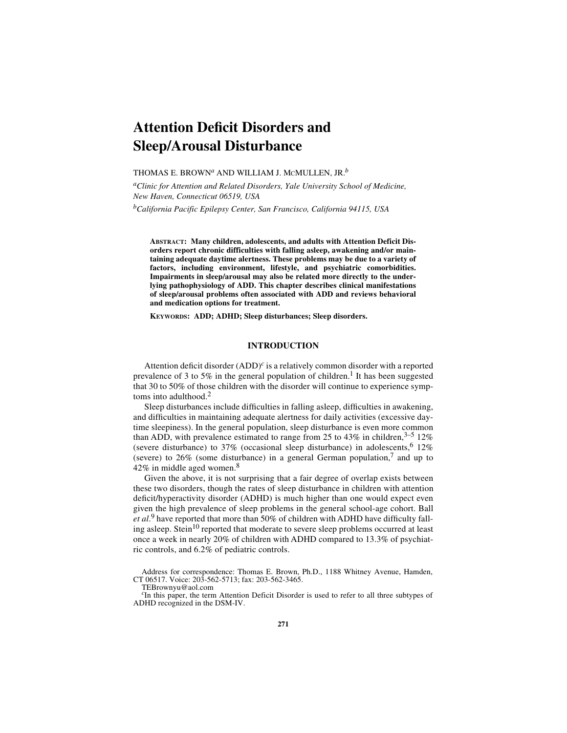# Attention Deficit Disorders and Sleep/Arousal Disturbance

THOMAS E. BROWN[a] AND WILLIAM J. MCMULLEN, JR.[b]

[a]*Clinic for Attention and Related Disorders, Yale University School of Medicine, New Haven, Connecticut 06519, USA*

[b]*California Pacific Epilepsy Center, San Francisco, California 94115, USA*

**ABSTRACT: Many children, adolescents, and adults with Attention Deficit Disorders report chronic difficulties with falling asleep, awakening and/or maintaining adequate daytime alertness. These problems may be due to a variety of factors, including environment, lifestyle, and psychiatric comorbidities. Impairments in sleep/arousal may also be related more directly to the underlying pathophysiology of ADD. This chapter describes clinical manifestations of sleep/arousal problems often associated with ADD and reviews behavioral and medication options for treatment.**

**KEYWORDS: ADD; ADHD; Sleep disturbances; Sleep disorders.**

## INTRODUCTION

Attention deficit disorder (ADD)[c] is a relatively common disorder with a reported prevalence of 3 to 5% in the general population of children.[1] It has been suggested that 30 to 50% of those children with the disorder will continue to experience symptoms into adulthood.[2]

Sleep disturbances include difficulties in falling asleep, difficulties in awakening, and difficulties in maintaining adequate alertness for daily activities (excessive daytime sleepiness). In the general population, sleep disturbance is even more common than ADD, with prevalence estimated to range from 25 to 43% in children,[3–5] 12% (severe disturbance) to 37% (occasional sleep disturbance) in adolescents,[6] 12% (severe) to 26% (some disturbance) in a general German population,[7] and up to 42% in middle aged women.[8]

Given the above, it is not surprising that a fair degree of overlap exists between these two disorders, though the rates of sleep disturbance in children with attention deficit/hyperactivity disorder (ADHD) is much higher than one would expect even given the high prevalence of sleep problems in the general school-age cohort. Ball *et al*.[9] have reported that more than 50% of children with ADHD have difficulty falling asleep. Stein[10] reported that moderate to severe sleep problems occurred at least once a week in nearly 20% of children with ADHD compared to 13.3% of psychiatric controls, and 6.2% of pediatric controls.

Address for correspondence: Thomas E. Brown, Ph.D., 1188 Whitney Avenue, Hamden, CT 06517. Voice: 203-562-5713; fax: 203-562-3465.
TEBrownyu@aol.com

[c]In this paper, the term Attention Deficit Disorder is used to refer to all three subtypes of ADHD recognized in the DSM-IV.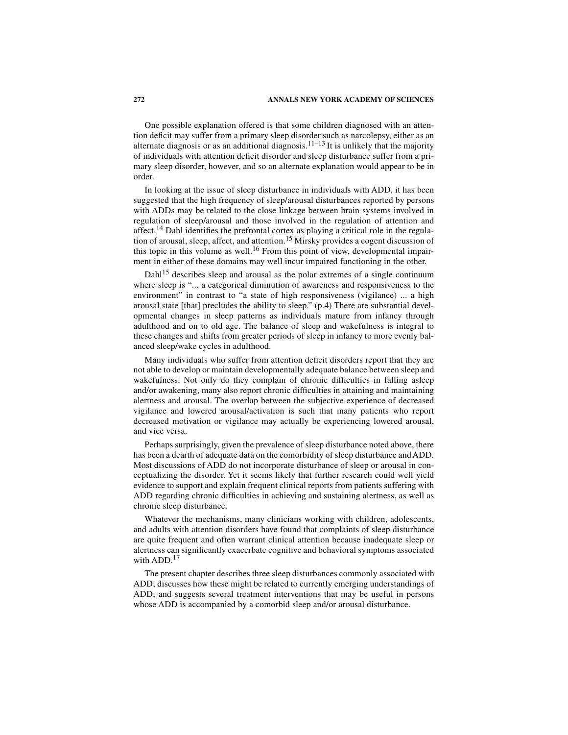One possible explanation offered is that some children diagnosed with an attention deficit may suffer from a primary sleep disorder such as narcolepsy, either as an alternate diagnosis or as an additional diagnosis.[11–13] It is unlikely that the majority of individuals with attention deficit disorder and sleep disturbance suffer from a primary sleep disorder, however, and so an alternate explanation would appear to be in order.

In looking at the issue of sleep disturbance in individuals with ADD, it has been suggested that the high frequency of sleep/arousal disturbances reported by persons with ADDs may be related to the close linkage between brain systems involved in regulation of sleep/arousal and those involved in the regulation of attention and affect.[14] Dahl identifies the prefrontal cortex as playing a critical role in the regulation of arousal, sleep, affect, and attention.[15] Mirsky provides a cogent discussion of this topic in this volume as well.[16] From this point of view, developmental impairment in either of these domains may well incur impaired functioning in the other.

Dahl[15] describes sleep and arousal as the polar extremes of a single continuum where sleep is "... a categorical diminution of awareness and responsiveness to the environment" in contrast to "a state of high responsiveness (vigilance) ... a high arousal state [that] precludes the ability to sleep." (p.4) There are substantial developmental changes in sleep patterns as individuals mature from infancy through adulthood and on to old age. The balance of sleep and wakefulness is integral to these changes and shifts from greater periods of sleep in infancy to more evenly balanced sleep/wake cycles in adulthood.

Many individuals who suffer from attention deficit disorders report that they are not able to develop or maintain developmentally adequate balance between sleep and wakefulness. Not only do they complain of chronic difficulties in falling asleep and/or awakening, many also report chronic difficulties in attaining and maintaining alertness and arousal. The overlap between the subjective experience of decreased vigilance and lowered arousal/activation is such that many patients who report decreased motivation or vigilance may actually be experiencing lowered arousal, and vice versa.

Perhaps surprisingly, given the prevalence of sleep disturbance noted above, there has been a dearth of adequate data on the comorbidity of sleep disturbance and ADD. Most discussions of ADD do not incorporate disturbance of sleep or arousal in conceptualizing the disorder. Yet it seems likely that further research could well yield evidence to support and explain frequent clinical reports from patients suffering with ADD regarding chronic difficulties in achieving and sustaining alertness, as well as chronic sleep disturbance.

Whatever the mechanisms, many clinicians working with children, adolescents, and adults with attention disorders have found that complaints of sleep disturbance are quite frequent and often warrant clinical attention because inadequate sleep or alertness can significantly exacerbate cognitive and behavioral symptoms associated with ADD.[17]

The present chapter describes three sleep disturbances commonly associated with ADD; discusses how these might be related to currently emerging understandings of ADD; and suggests several treatment interventions that may be useful in persons whose ADD is accompanied by a comorbid sleep and/or arousal disturbance.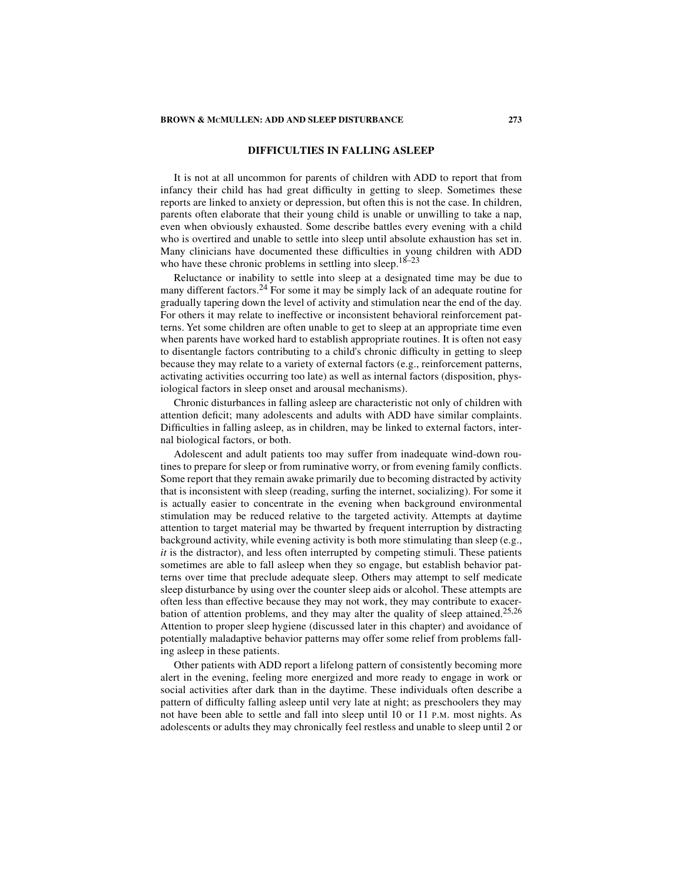## DIFFICULTIES IN FALLING ASLEEP

It is not at all uncommon for parents of children with ADD to report that from infancy their child has had great difficulty in getting to sleep. Sometimes these reports are linked to anxiety or depression, but often this is not the case. In children, parents often elaborate that their young child is unable or unwilling to take a nap, even when obviously exhausted. Some describe battles every evening with a child who is overtired and unable to settle into sleep until absolute exhaustion has set in. Many clinicians have documented these difficulties in young children with ADD who have these chronic problems in settling into sleep.[18–23]

Reluctance or inability to settle into sleep at a designated time may be due to many different factors.[24] For some it may be simply lack of an adequate routine for gradually tapering down the level of activity and stimulation near the end of the day. For others it may relate to ineffective or inconsistent behavioral reinforcement patterns. Yet some children are often unable to get to sleep at an appropriate time even when parents have worked hard to establish appropriate routines. It is often not easy to disentangle factors contributing to a child's chronic difficulty in getting to sleep because they may relate to a variety of external factors (e.g., reinforcement patterns, activating activities occurring too late) as well as internal factors (disposition, physiological factors in sleep onset and arousal mechanisms).

Chronic disturbances in falling asleep are characteristic not only of children with attention deficit; many adolescents and adults with ADD have similar complaints. Difficulties in falling asleep, as in children, may be linked to external factors, internal biological factors, or both.

Adolescent and adult patients too may suffer from inadequate wind-down routines to prepare for sleep or from ruminative worry, or from evening family conflicts. Some report that they remain awake primarily due to becoming distracted by activity that is inconsistent with sleep (reading, surfing the internet, socializing). For some it is actually easier to concentrate in the evening when background environmental stimulation may be reduced relative to the targeted activity. Attempts at daytime attention to target material may be thwarted by frequent interruption by distracting background activity, while evening activity is both more stimulating than sleep (e.g., *it* is the distractor), and less often interrupted by competing stimuli. These patients sometimes are able to fall asleep when they so engage, but establish behavior patterns over time that preclude adequate sleep. Others may attempt to self medicate sleep disturbance by using over the counter sleep aids or alcohol. These attempts are often less than effective because they may not work, they may contribute to exacerbation of attention problems, and they may alter the quality of sleep attained.[25,26] Attention to proper sleep hygiene (discussed later in this chapter) and avoidance of potentially maladaptive behavior patterns may offer some relief from problems falling asleep in these patients.

Other patients with ADD report a lifelong pattern of consistently becoming more alert in the evening, feeling more energized and more ready to engage in work or social activities after dark than in the daytime. These individuals often describe a pattern of difficulty falling asleep until very late at night; as preschoolers they may not have been able to settle and fall into sleep until 10 or 11 P.M. most nights. As adolescents or adults they may chronically feel restless and unable to sleep until 2 or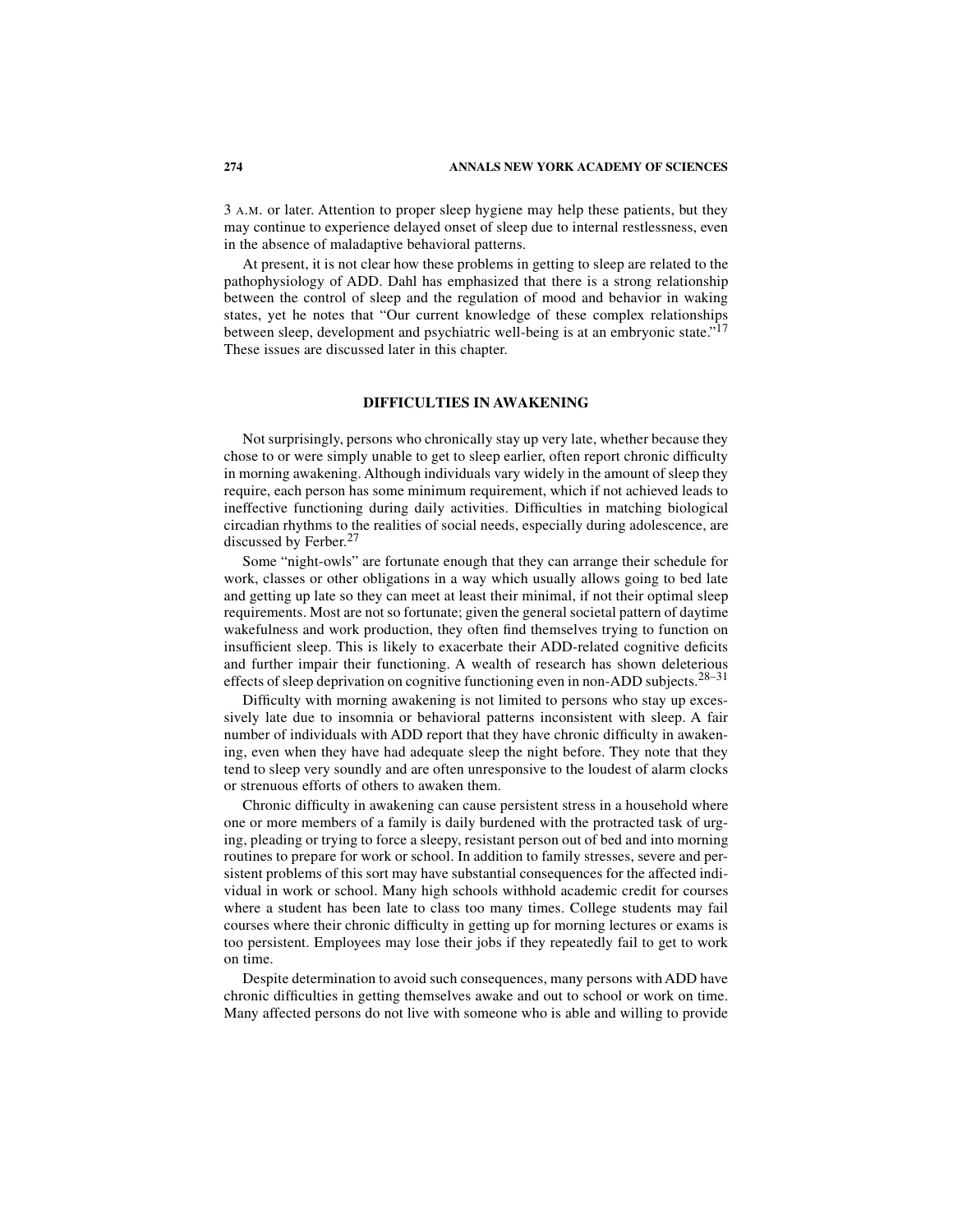3 A.M. or later. Attention to proper sleep hygiene may help these patients, but they may continue to experience delayed onset of sleep due to internal restlessness, even in the absence of maladaptive behavioral patterns.

At present, it is not clear how these problems in getting to sleep are related to the pathophysiology of ADD. Dahl has emphasized that there is a strong relationship between the control of sleep and the regulation of mood and behavior in waking states, yet he notes that "Our current knowledge of these complex relationships between sleep, development and psychiatric well-being is at an embryonic state."[17] These issues are discussed later in this chapter.

## DIFFICULTIES IN AWAKENING

Not surprisingly, persons who chronically stay up very late, whether because they chose to or were simply unable to get to sleep earlier, often report chronic difficulty in morning awakening. Although individuals vary widely in the amount of sleep they require, each person has some minimum requirement, which if not achieved leads to ineffective functioning during daily activities. Difficulties in matching biological circadian rhythms to the realities of social needs, especially during adolescence, are discussed by Ferber.[27]

Some "night-owls" are fortunate enough that they can arrange their schedule for work, classes or other obligations in a way which usually allows going to bed late and getting up late so they can meet at least their minimal, if not their optimal sleep requirements. Most are not so fortunate; given the general societal pattern of daytime wakefulness and work production, they often find themselves trying to function on insufficient sleep. This is likely to exacerbate their ADD-related cognitive deficits and further impair their functioning. A wealth of research has shown deleterious effects of sleep deprivation on cognitive functioning even in non-ADD subjects.[28–31]

Difficulty with morning awakening is not limited to persons who stay up excessively late due to insomnia or behavioral patterns inconsistent with sleep. A fair number of individuals with ADD report that they have chronic difficulty in awakening, even when they have had adequate sleep the night before. They note that they tend to sleep very soundly and are often unresponsive to the loudest of alarm clocks or strenuous efforts of others to awaken them.

Chronic difficulty in awakening can cause persistent stress in a household where one or more members of a family is daily burdened with the protracted task of urging, pleading or trying to force a sleepy, resistant person out of bed and into morning routines to prepare for work or school. In addition to family stresses, severe and persistent problems of this sort may have substantial consequences for the affected individual in work or school. Many high schools withhold academic credit for courses where a student has been late to class too many times. College students may fail courses where their chronic difficulty in getting up for morning lectures or exams is too persistent. Employees may lose their jobs if they repeatedly fail to get to work on time.

Despite determination to avoid such consequences, many persons with ADD have chronic difficulties in getting themselves awake and out to school or work on time. Many affected persons do not live with someone who is able and willing to provide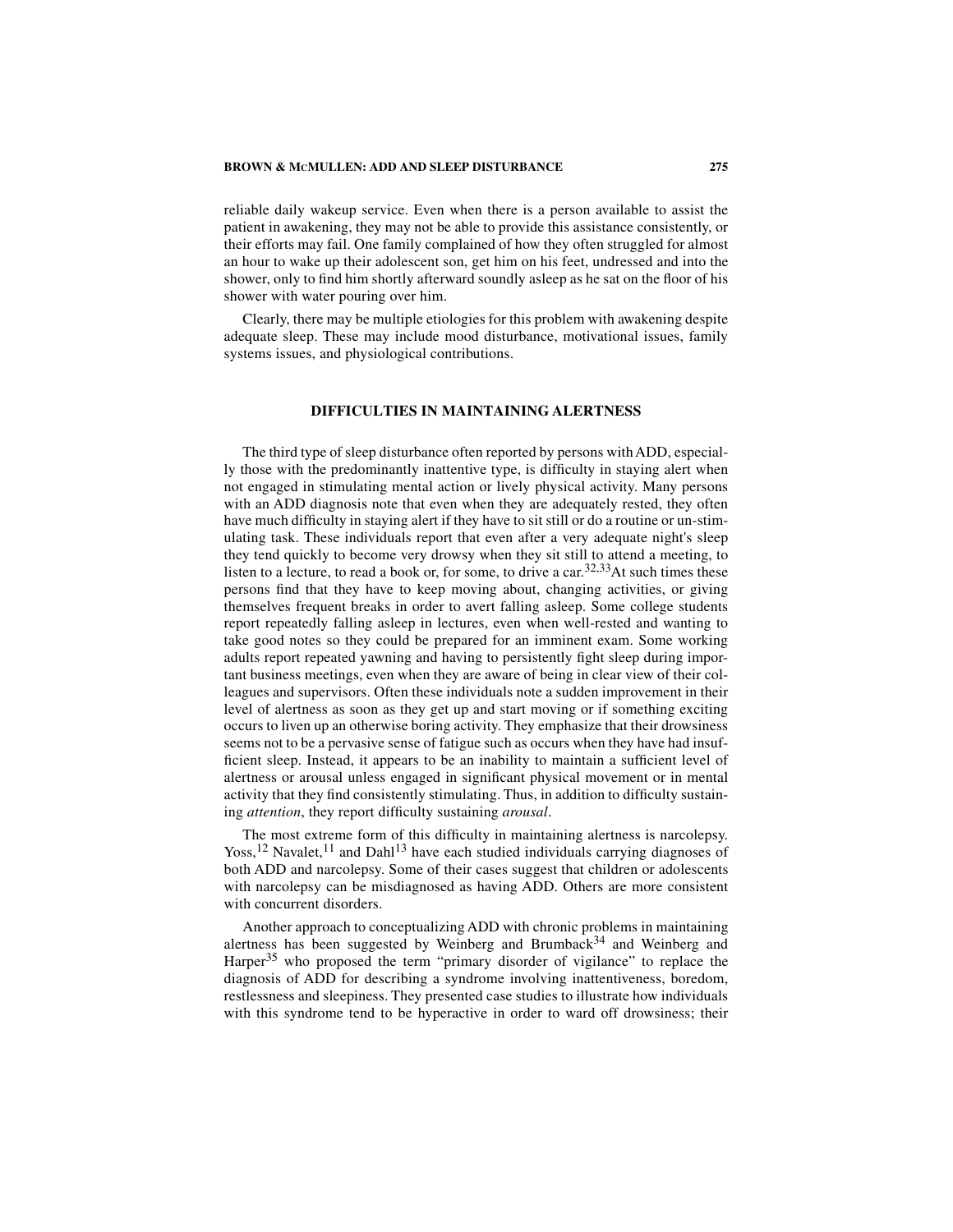reliable daily wakeup service. Even when there is a person available to assist the patient in awakening, they may not be able to provide this assistance consistently, or their efforts may fail. One family complained of how they often struggled for almost an hour to wake up their adolescent son, get him on his feet, undressed and into the shower, only to find him shortly afterward soundly asleep as he sat on the floor of his shower with water pouring over him.

Clearly, there may be multiple etiologies for this problem with awakening despite adequate sleep. These may include mood disturbance, motivational issues, family systems issues, and physiological contributions.

## DIFFICULTIES IN MAINTAINING ALERTNESS

The third type of sleep disturbance often reported by persons with ADD, especially those with the predominantly inattentive type, is difficulty in staying alert when not engaged in stimulating mental action or lively physical activity. Many persons with an ADD diagnosis note that even when they are adequately rested, they often have much difficulty in staying alert if they have to sit still or do a routine or un-stimulating task. These individuals report that even after a very adequate night's sleep they tend quickly to become very drowsy when they sit still to attend a meeting, to listen to a lecture, to read a book or, for some, to drive a car.[32,33] At such times these persons find that they have to keep moving about, changing activities, or giving themselves frequent breaks in order to avert falling asleep. Some college students report repeatedly falling asleep in lectures, even when well-rested and wanting to take good notes so they could be prepared for an imminent exam. Some working adults report repeated yawning and having to persistently fight sleep during important business meetings, even when they are aware of being in clear view of their colleagues and supervisors. Often these individuals note a sudden improvement in their level of alertness as soon as they get up and start moving or if something exciting occurs to liven up an otherwise boring activity. They emphasize that their drowsiness seems not to be a pervasive sense of fatigue such as occurs when they have had insufficient sleep. Instead, it appears to be an inability to maintain a sufficient level of alertness or arousal unless engaged in significant physical movement or in mental activity that they find consistently stimulating. Thus, in addition to difficulty sustaining *attention*, they report difficulty sustaining *arousal*.

The most extreme form of this difficulty in maintaining alertness is narcolepsy. Yoss,[12] Navalet,[11] and Dahl[13] have each studied individuals carrying diagnoses of both ADD and narcolepsy. Some of their cases suggest that children or adolescents with narcolepsy can be misdiagnosed as having ADD. Others are more consistent with concurrent disorders.

Another approach to conceptualizing ADD with chronic problems in maintaining alertness has been suggested by Weinberg and Brumback[34] and Weinberg and Harper[35] who proposed the term "primary disorder of vigilance" to replace the diagnosis of ADD for describing a syndrome involving inattentiveness, boredom, restlessness and sleepiness. They presented case studies to illustrate how individuals with this syndrome tend to be hyperactive in order to ward off drowsiness; their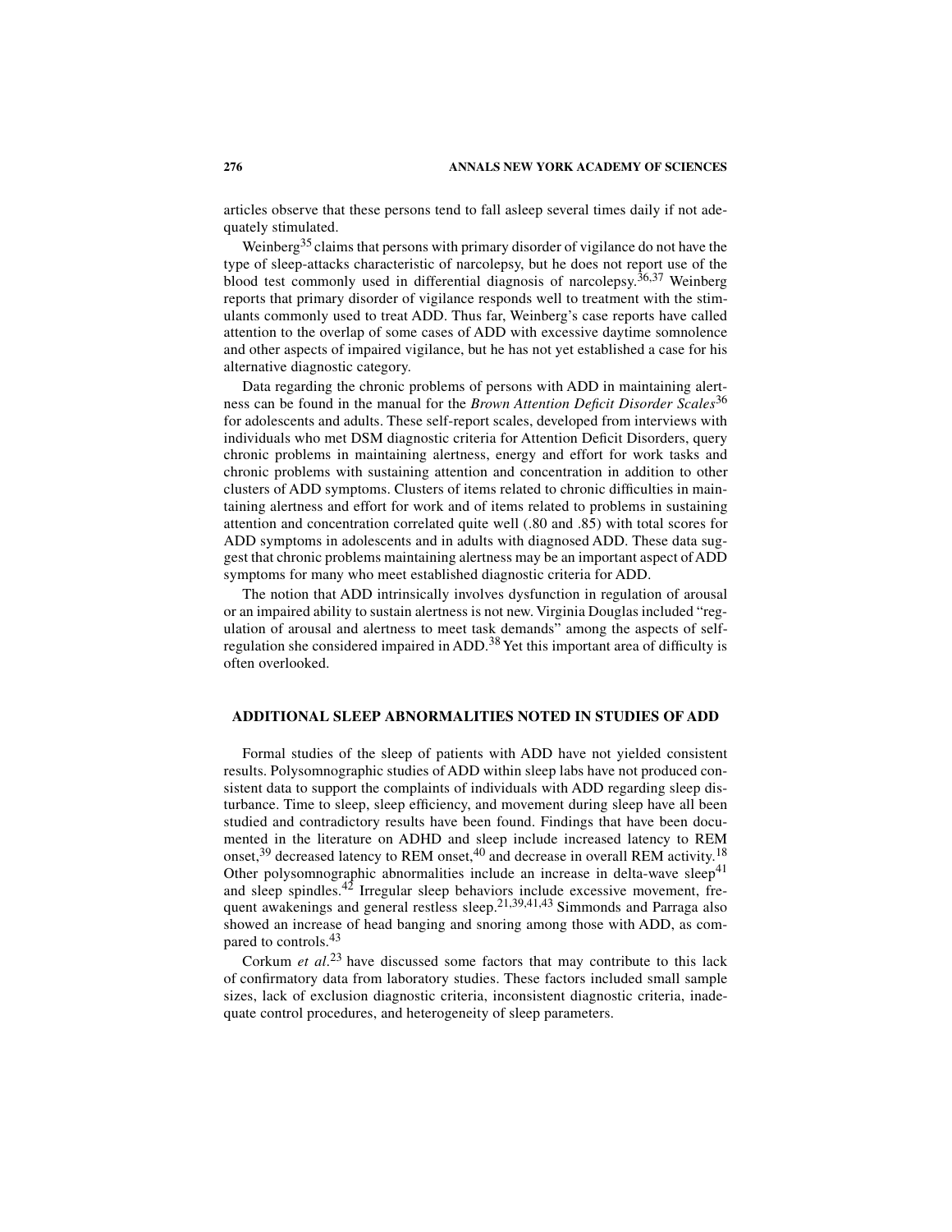articles observe that these persons tend to fall asleep several times daily if not adequately stimulated.

Weinberg[35] claims that persons with primary disorder of vigilance do not have the type of sleep-attacks characteristic of narcolepsy, but he does not report use of the blood test commonly used in differential diagnosis of narcolepsy.[36,37] Weinberg reports that primary disorder of vigilance responds well to treatment with the stimulants commonly used to treat ADD. Thus far, Weinberg's case reports have called attention to the overlap of some cases of ADD with excessive daytime somnolence and other aspects of impaired vigilance, but he has not yet established a case for his alternative diagnostic category.

Data regarding the chronic problems of persons with ADD in maintaining alertness can be found in the manual for the *Brown Attention Deficit Disorder Scales*[36] for adolescents and adults. These self-report scales, developed from interviews with individuals who met DSM diagnostic criteria for Attention Deficit Disorders, query chronic problems in maintaining alertness, energy and effort for work tasks and chronic problems with sustaining attention and concentration in addition to other clusters of ADD symptoms. Clusters of items related to chronic difficulties in maintaining alertness and effort for work and of items related to problems in sustaining attention and concentration correlated quite well (.80 and .85) with total scores for ADD symptoms in adolescents and in adults with diagnosed ADD. These data suggest that chronic problems maintaining alertness may be an important aspect of ADD symptoms for many who meet established diagnostic criteria for ADD.

The notion that ADD intrinsically involves dysfunction in regulation of arousal or an impaired ability to sustain alertness is not new. Virginia Douglas included "regulation of arousal and alertness to meet task demands" among the aspects of self-regulation she considered impaired in ADD.[38] Yet this important area of difficulty is often overlooked.

## ADDITIONAL SLEEP ABNORMALITIES NOTED IN STUDIES OF ADD

Formal studies of the sleep of patients with ADD have not yielded consistent results. Polysomnographic studies of ADD within sleep labs have not produced consistent data to support the complaints of individuals with ADD regarding sleep disturbance. Time to sleep, sleep efficiency, and movement during sleep have all been studied and contradictory results have been found. Findings that have been documented in the literature on ADHD and sleep include increased latency to REM onset,[39] decreased latency to REM onset,[40] and decrease in overall REM activity.[18] Other polysomnographic abnormalities include an increase in delta-wave sleep[41] and sleep spindles.[42] Irregular sleep behaviors include excessive movement, frequent awakenings and general restless sleep.[21,39,41,43] Simmonds and Parraga also showed an increase of head banging and snoring among those with ADD, as compared to controls.[43]

Corkum *et al.*[23] have discussed some factors that may contribute to this lack of confirmatory data from laboratory studies. These factors included small sample sizes, lack of exclusion diagnostic criteria, inconsistent diagnostic criteria, inadequate control procedures, and heterogeneity of sleep parameters.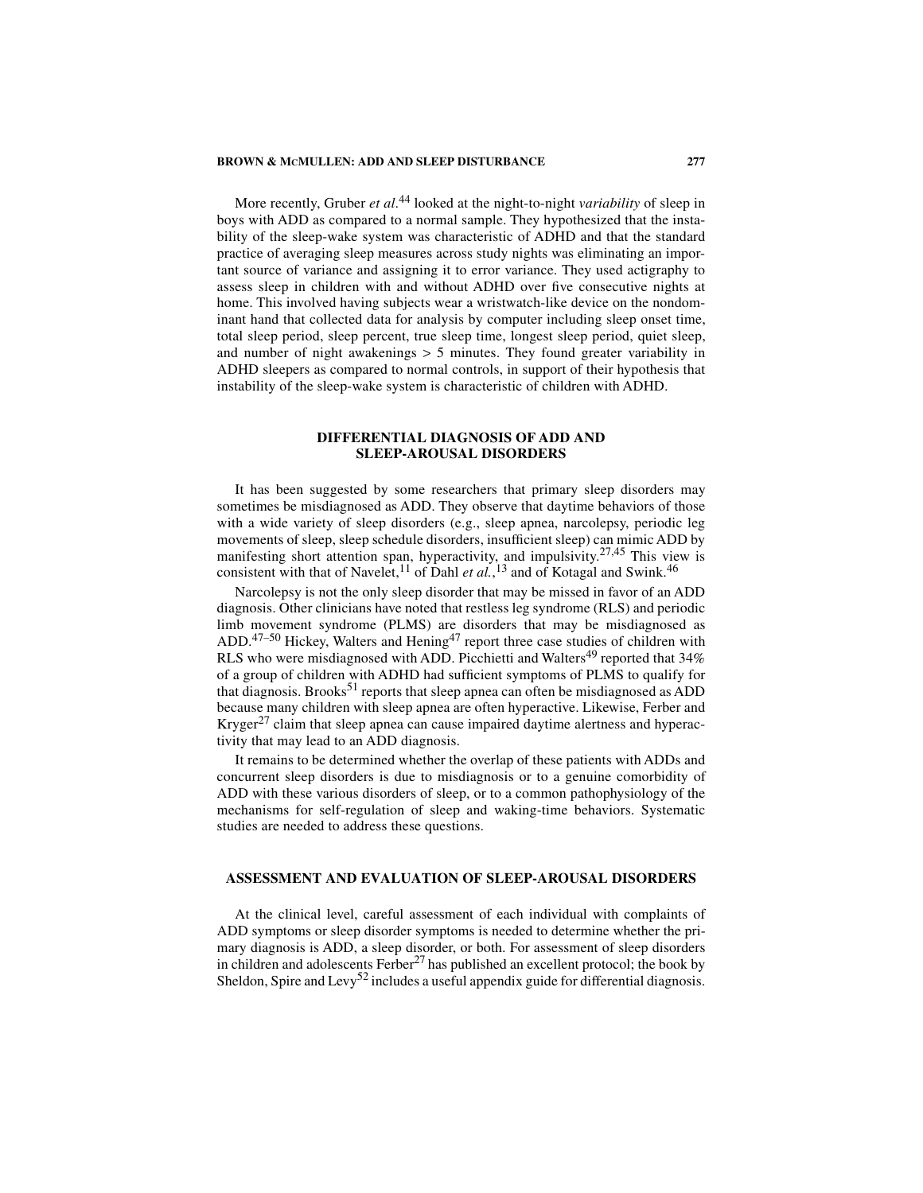More recently, Gruber *et al*.[44] looked at the night-to-night *variability* of sleep in boys with ADD as compared to a normal sample. They hypothesized that the instability of the sleep-wake system was characteristic of ADHD and that the standard practice of averaging sleep measures across study nights was eliminating an important source of variance and assigning it to error variance. They used actigraphy to assess sleep in children with and without ADHD over five consecutive nights at home. This involved having subjects wear a wristwatch-like device on the nondominant hand that collected data for analysis by computer including sleep onset time, total sleep period, sleep percent, true sleep time, longest sleep period, quiet sleep, and number of night awakenings > 5 minutes. They found greater variability in ADHD sleepers as compared to normal controls, in support of their hypothesis that instability of the sleep-wake system is characteristic of children with ADHD.

## DIFFERENTIAL DIAGNOSIS OF ADD AND SLEEP-AROUSAL DISORDERS

It has been suggested by some researchers that primary sleep disorders may sometimes be misdiagnosed as ADD. They observe that daytime behaviors of those with a wide variety of sleep disorders (e.g., sleep apnea, narcolepsy, periodic leg movements of sleep, sleep schedule disorders, insufficient sleep) can mimic ADD by manifesting short attention span, hyperactivity, and impulsivity.[27,45] This view is consistent with that of Navelet,[11] of Dahl *et al.*,[13] and of Kotagal and Swink.[46]

Narcolepsy is not the only sleep disorder that may be missed in favor of an ADD diagnosis. Other clinicians have noted that restless leg syndrome (RLS) and periodic limb movement syndrome (PLMS) are disorders that may be misdiagnosed as ADD.[47–50] Hickey, Walters and Hening[47] report three case studies of children with RLS who were misdiagnosed with ADD. Picchietti and Walters[49] reported that 34% of a group of children with ADHD had sufficient symptoms of PLMS to qualify for that diagnosis. Brooks[51] reports that sleep apnea can often be misdiagnosed as ADD because many children with sleep apnea are often hyperactive. Likewise, Ferber and Kryger[27] claim that sleep apnea can cause impaired daytime alertness and hyperactivity that may lead to an ADD diagnosis.

It remains to be determined whether the overlap of these patients with ADDs and concurrent sleep disorders is due to misdiagnosis or to a genuine comorbidity of ADD with these various disorders of sleep, or to a common pathophysiology of the mechanisms for self-regulation of sleep and waking-time behaviors. Systematic studies are needed to address these questions.

## ASSESSMENT AND EVALUATION OF SLEEP-AROUSAL DISORDERS

At the clinical level, careful assessment of each individual with complaints of ADD symptoms or sleep disorder symptoms is needed to determine whether the primary diagnosis is ADD, a sleep disorder, or both. For assessment of sleep disorders in children and adolescents Ferber[27] has published an excellent protocol; the book by Sheldon, Spire and Levy[52] includes a useful appendix guide for differential diagnosis.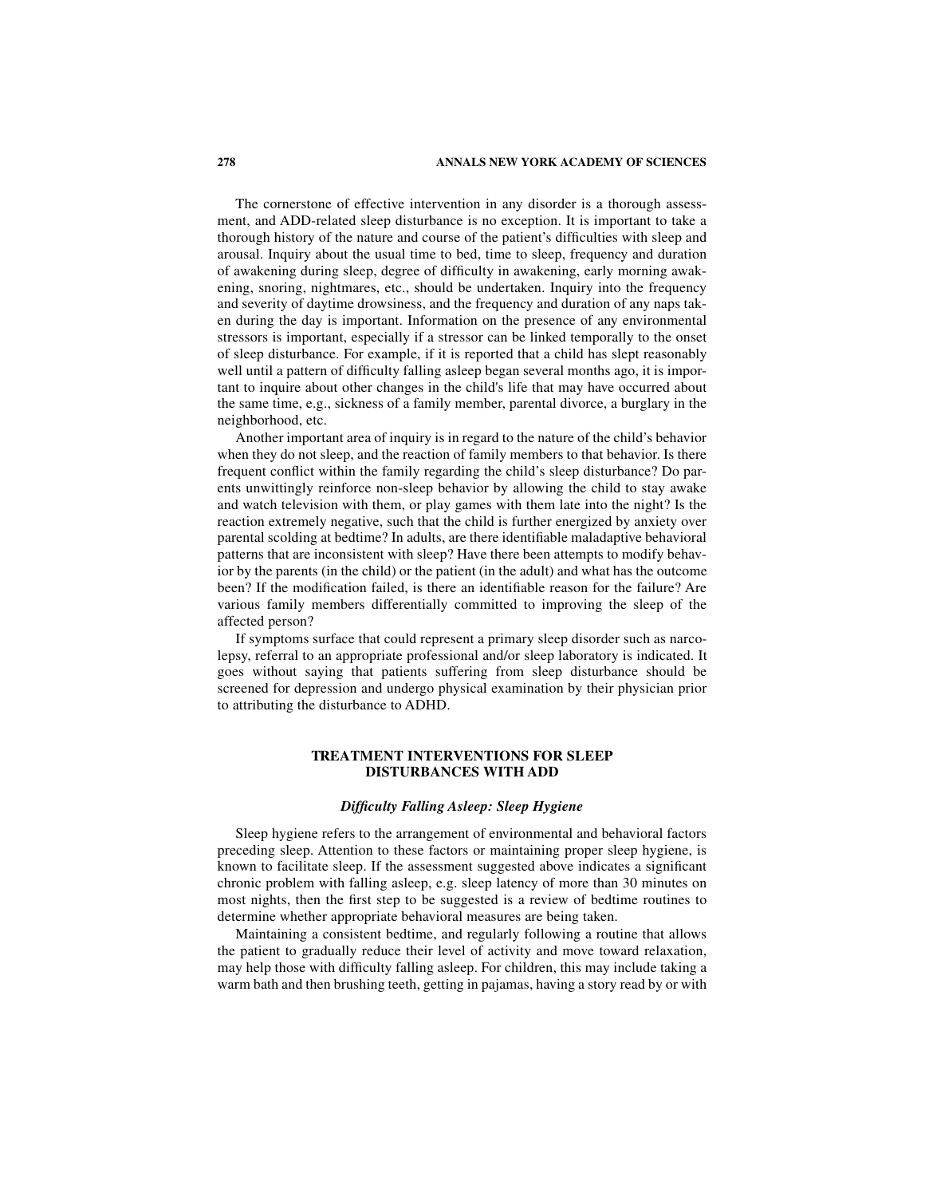The cornerstone of effective intervention in any disorder is a thorough assessment, and ADD-related sleep disturbance is no exception. It is important to take a thorough history of the nature and course of the patient's difficulties with sleep and arousal. Inquiry about the usual time to bed, time to sleep, frequency and duration of awakening during sleep, degree of difficulty in awakening, early morning awakening, snoring, nightmares, etc., should be undertaken. Inquiry into the frequency and severity of daytime drowsiness, and the frequency and duration of any naps taken during the day is important. Information on the presence of any environmental stressors is important, especially if a stressor can be linked temporally to the onset of sleep disturbance. For example, if it is reported that a child has slept reasonably well until a pattern of difficulty falling asleep began several months ago, it is important to inquire about other changes in the child's life that may have occurred about the same time, e.g., sickness of a family member, parental divorce, a burglary in the neighborhood, etc.

Another important area of inquiry is in regard to the nature of the child's behavior when they do not sleep, and the reaction of family members to that behavior. Is there frequent conflict within the family regarding the child's sleep disturbance? Do parents unwittingly reinforce non-sleep behavior by allowing the child to stay awake and watch television with them, or play games with them late into the night? Is the reaction extremely negative, such that the child is further energized by anxiety over parental scolding at bedtime? In adults, are there identifiable maladaptive behavioral patterns that are inconsistent with sleep? Have there been attempts to modify behavior by the parents (in the child) or the patient (in the adult) and what has the outcome been? If the modification failed, is there an identifiable reason for the failure? Are various family members differentially committed to improving the sleep of the affected person?

If symptoms surface that could represent a primary sleep disorder such as narcolepsy, referral to an appropriate professional and/or sleep laboratory is indicated. It goes without saying that patients suffering from sleep disturbance should be screened for depression and undergo physical examination by their physician prior to attributing the disturbance to ADHD.

## TREATMENT INTERVENTIONS FOR SLEEP DISTURBANCES WITH ADD

### *Difficulty Falling Asleep: Sleep Hygiene*

Sleep hygiene refers to the arrangement of environmental and behavioral factors preceding sleep. Attention to these factors or maintaining proper sleep hygiene, is known to facilitate sleep. If the assessment suggested above indicates a significant chronic problem with falling asleep, e.g. sleep latency of more than 30 minutes on most nights, then the first step to be suggested is a review of bedtime routines to determine whether appropriate behavioral measures are being taken.

Maintaining a consistent bedtime, and regularly following a routine that allows the patient to gradually reduce their level of activity and move toward relaxation, may help those with difficulty falling asleep. For children, this may include taking a warm bath and then brushing teeth, getting in pajamas, having a story read by or with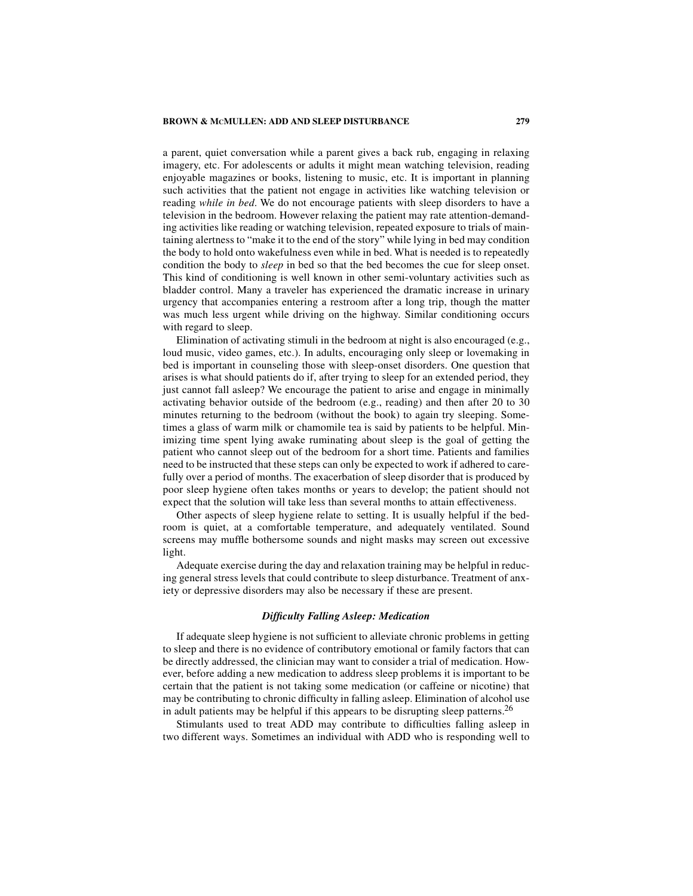a parent, quiet conversation while a parent gives a back rub, engaging in relaxing imagery, etc. For adolescents or adults it might mean watching television, reading enjoyable magazines or books, listening to music, etc. It is important in planning such activities that the patient not engage in activities like watching television or reading *while in bed*. We do not encourage patients with sleep disorders to have a television in the bedroom. However relaxing the patient may rate attention-demanding activities like reading or watching television, repeated exposure to trials of maintaining alertness to "make it to the end of the story" while lying in bed may condition the body to hold onto wakefulness even while in bed. What is needed is to repeatedly condition the body to *sleep* in bed so that the bed becomes the cue for sleep onset. This kind of conditioning is well known in other semi-voluntary activities such as bladder control. Many a traveler has experienced the dramatic increase in urinary urgency that accompanies entering a restroom after a long trip, though the matter was much less urgent while driving on the highway. Similar conditioning occurs with regard to sleep.

Elimination of activating stimuli in the bedroom at night is also encouraged (e.g., loud music, video games, etc.). In adults, encouraging only sleep or lovemaking in bed is important in counseling those with sleep-onset disorders. One question that arises is what should patients do if, after trying to sleep for an extended period, they just cannot fall asleep? We encourage the patient to arise and engage in minimally activating behavior outside of the bedroom (e.g., reading) and then after 20 to 30 minutes returning to the bedroom (without the book) to again try sleeping. Sometimes a glass of warm milk or chamomile tea is said by patients to be helpful. Minimizing time spent lying awake ruminating about sleep is the goal of getting the patient who cannot sleep out of the bedroom for a short time. Patients and families need to be instructed that these steps can only be expected to work if adhered to carefully over a period of months. The exacerbation of sleep disorder that is produced by poor sleep hygiene often takes months or years to develop; the patient should not expect that the solution will take less than several months to attain effectiveness.

Other aspects of sleep hygiene relate to setting. It is usually helpful if the bedroom is quiet, at a comfortable temperature, and adequately ventilated. Sound screens may muffle bothersome sounds and night masks may screen out excessive light.

Adequate exercise during the day and relaxation training may be helpful in reducing general stress levels that could contribute to sleep disturbance. Treatment of anxiety or depressive disorders may also be necessary if these are present.

### *Difficulty Falling Asleep: Medication*

If adequate sleep hygiene is not sufficient to alleviate chronic problems in getting to sleep and there is no evidence of contributory emotional or family factors that can be directly addressed, the clinician may want to consider a trial of medication. However, before adding a new medication to address sleep problems it is important to be certain that the patient is not taking some medication (or caffeine or nicotine) that may be contributing to chronic difficulty in falling asleep. Elimination of alcohol use in adult patients may be helpful if this appears to be disrupting sleep patterns.[26]

Stimulants used to treat ADD may contribute to difficulties falling asleep in two different ways. Sometimes an individual with ADD who is responding well to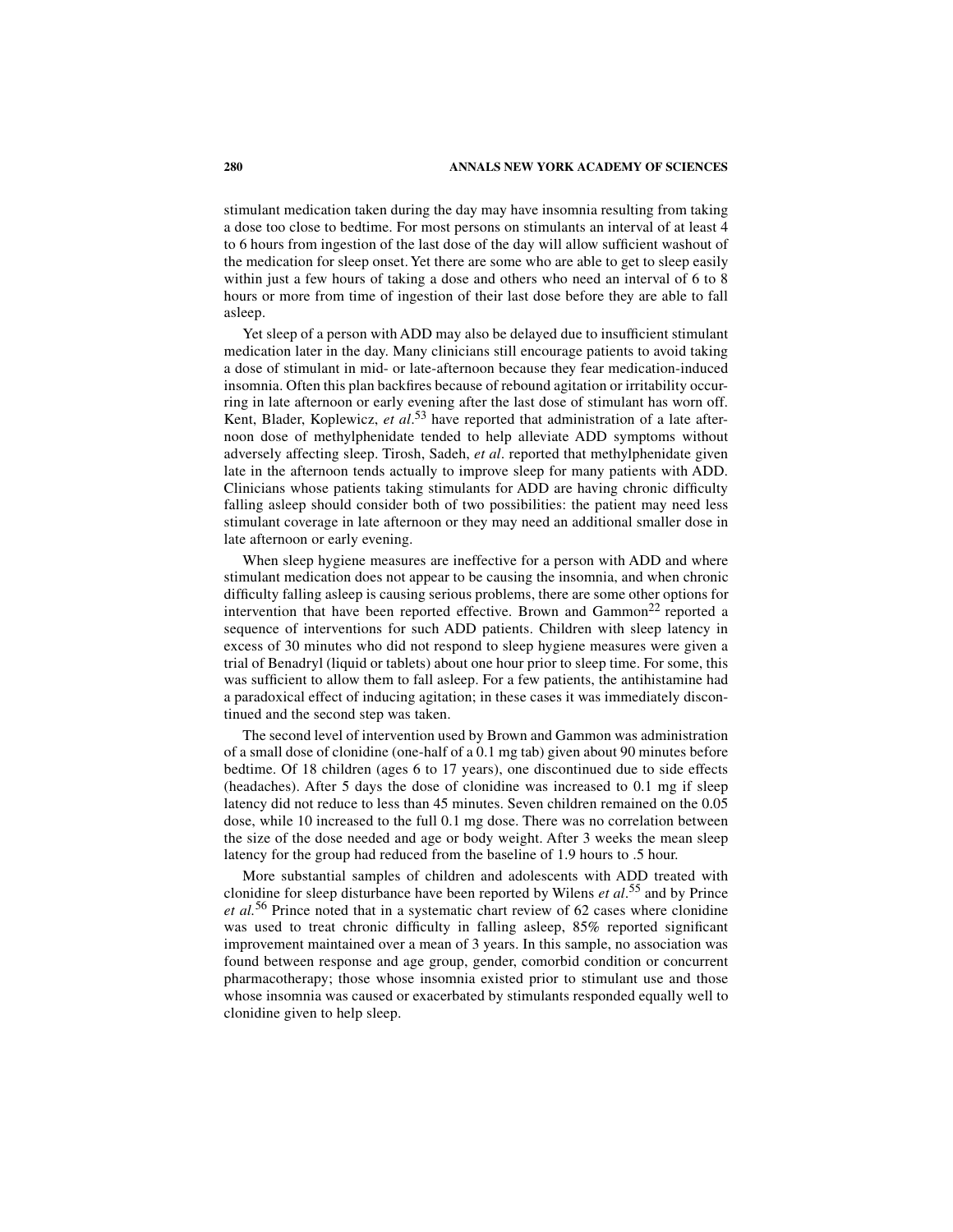stimulant medication taken during the day may have insomnia resulting from taking a dose too close to bedtime. For most persons on stimulants an interval of at least 4 to 6 hours from ingestion of the last dose of the day will allow sufficient washout of the medication for sleep onset. Yet there are some who are able to get to sleep easily within just a few hours of taking a dose and others who need an interval of 6 to 8 hours or more from time of ingestion of their last dose before they are able to fall asleep.

Yet sleep of a person with ADD may also be delayed due to insufficient stimulant medication later in the day. Many clinicians still encourage patients to avoid taking a dose of stimulant in mid- or late-afternoon because they fear medication-induced insomnia. Often this plan backfires because of rebound agitation or irritability occurring in late afternoon or early evening after the last dose of stimulant has worn off. Kent, Blader, Koplewicz, *et al*.[53] have reported that administration of a late afternoon dose of methylphenidate tended to help alleviate ADD symptoms without adversely affecting sleep. Tirosh, Sadeh, *et al*. reported that methylphenidate given late in the afternoon tends actually to improve sleep for many patients with ADD. Clinicians whose patients taking stimulants for ADD are having chronic difficulty falling asleep should consider both of two possibilities: the patient may need less stimulant coverage in late afternoon or they may need an additional smaller dose in late afternoon or early evening.

When sleep hygiene measures are ineffective for a person with ADD and where stimulant medication does not appear to be causing the insomnia, and when chronic difficulty falling asleep is causing serious problems, there are some other options for intervention that have been reported effective. Brown and Gammon[22] reported a sequence of interventions for such ADD patients. Children with sleep latency in excess of 30 minutes who did not respond to sleep hygiene measures were given a trial of Benadryl (liquid or tablets) about one hour prior to sleep time. For some, this was sufficient to allow them to fall asleep. For a few patients, the antihistamine had a paradoxical effect of inducing agitation; in these cases it was immediately discontinued and the second step was taken.

The second level of intervention used by Brown and Gammon was administration of a small dose of clonidine (one-half of a 0.1 mg tab) given about 90 minutes before bedtime. Of 18 children (ages 6 to 17 years), one discontinued due to side effects (headaches). After 5 days the dose of clonidine was increased to 0.1 mg if sleep latency did not reduce to less than 45 minutes. Seven children remained on the 0.05 dose, while 10 increased to the full 0.1 mg dose. There was no correlation between the size of the dose needed and age or body weight. After 3 weeks the mean sleep latency for the group had reduced from the baseline of 1.9 hours to .5 hour.

More substantial samples of children and adolescents with ADD treated with clonidine for sleep disturbance have been reported by Wilens *et al*.[55] and by Prince *et al.*[56] Prince noted that in a systematic chart review of 62 cases where clonidine was used to treat chronic difficulty in falling asleep, 85% reported significant improvement maintained over a mean of 3 years. In this sample, no association was found between response and age group, gender, comorbid condition or concurrent pharmacotherapy; those whose insomnia existed prior to stimulant use and those whose insomnia was caused or exacerbated by stimulants responded equally well to clonidine given to help sleep.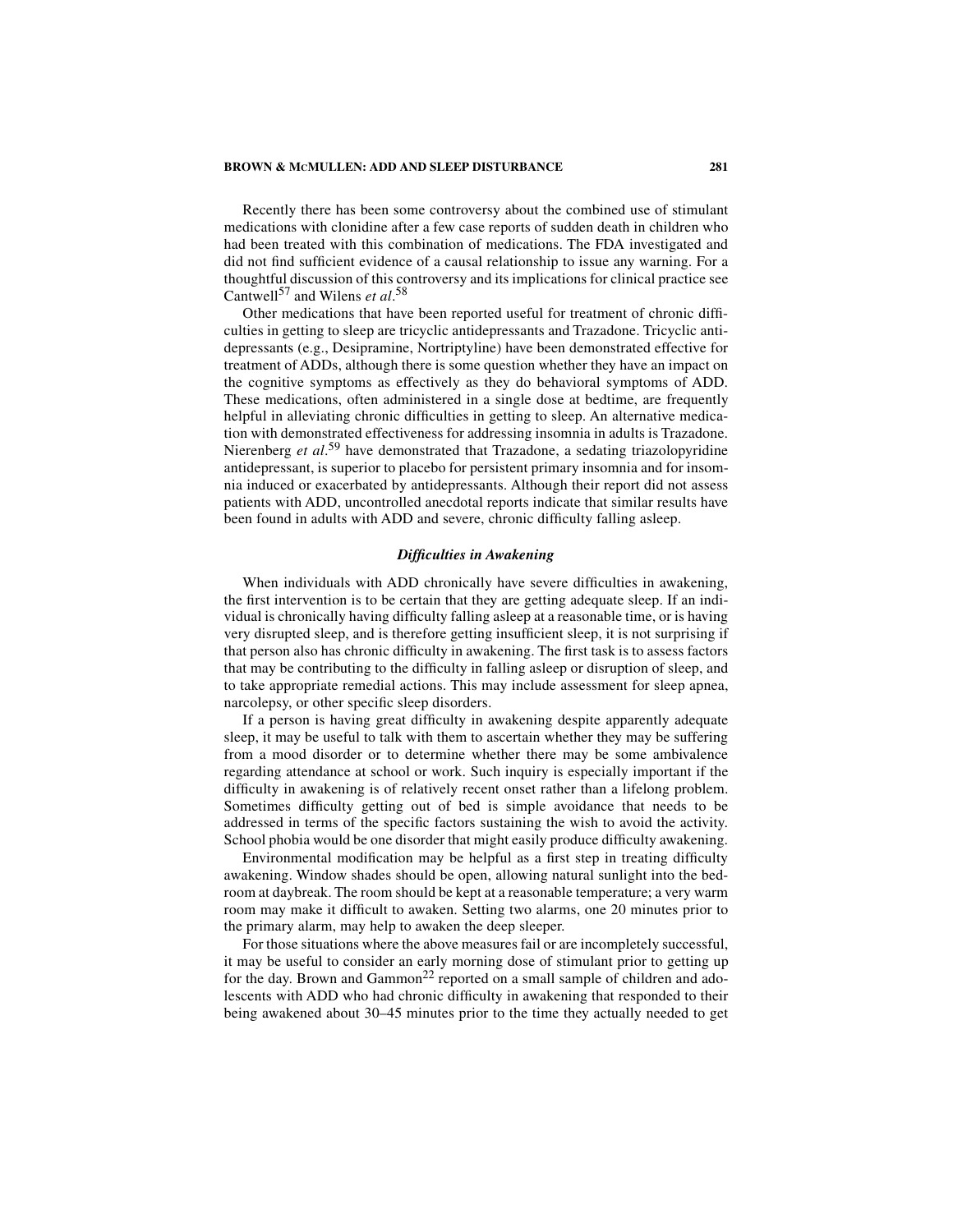Recently there has been some controversy about the combined use of stimulant medications with clonidine after a few case reports of sudden death in children who had been treated with this combination of medications. The FDA investigated and did not find sufficient evidence of a causal relationship to issue any warning. For a thoughtful discussion of this controversy and its implications for clinical practice see Cantwell[57] and Wilens *et al*.[58]

Other medications that have been reported useful for treatment of chronic difficulties in getting to sleep are tricyclic antidepressants and Trazadone. Tricyclic antidepressants (e.g., Desipramine, Nortriptyline) have been demonstrated effective for treatment of ADDs, although there is some question whether they have an impact on the cognitive symptoms as effectively as they do behavioral symptoms of ADD. These medications, often administered in a single dose at bedtime, are frequently helpful in alleviating chronic difficulties in getting to sleep. An alternative medication with demonstrated effectiveness for addressing insomnia in adults is Trazadone. Nierenberg *et al*.[59] have demonstrated that Trazadone, a sedating triazolopyridine antidepressant, is superior to placebo for persistent primary insomnia and for insomnia induced or exacerbated by antidepressants. Although their report did not assess patients with ADD, uncontrolled anecdotal reports indicate that similar results have been found in adults with ADD and severe, chronic difficulty falling asleep.

### *Difficulties in Awakening*

When individuals with ADD chronically have severe difficulties in awakening, the first intervention is to be certain that they are getting adequate sleep. If an individual is chronically having difficulty falling asleep at a reasonable time, or is having very disrupted sleep, and is therefore getting insufficient sleep, it is not surprising if that person also has chronic difficulty in awakening. The first task is to assess factors that may be contributing to the difficulty in falling asleep or disruption of sleep, and to take appropriate remedial actions. This may include assessment for sleep apnea, narcolepsy, or other specific sleep disorders.

If a person is having great difficulty in awakening despite apparently adequate sleep, it may be useful to talk with them to ascertain whether they may be suffering from a mood disorder or to determine whether there may be some ambivalence regarding attendance at school or work. Such inquiry is especially important if the difficulty in awakening is of relatively recent onset rather than a lifelong problem. Sometimes difficulty getting out of bed is simple avoidance that needs to be addressed in terms of the specific factors sustaining the wish to avoid the activity. School phobia would be one disorder that might easily produce difficulty awakening.

Environmental modification may be helpful as a first step in treating difficulty awakening. Window shades should be open, allowing natural sunlight into the bedroom at daybreak. The room should be kept at a reasonable temperature; a very warm room may make it difficult to awaken. Setting two alarms, one 20 minutes prior to the primary alarm, may help to awaken the deep sleeper.

For those situations where the above measures fail or are incompletely successful, it may be useful to consider an early morning dose of stimulant prior to getting up for the day. Brown and Gammon[22] reported on a small sample of children and adolescents with ADD who had chronic difficulty in awakening that responded to their being awakened about 30–45 minutes prior to the time they actually needed to get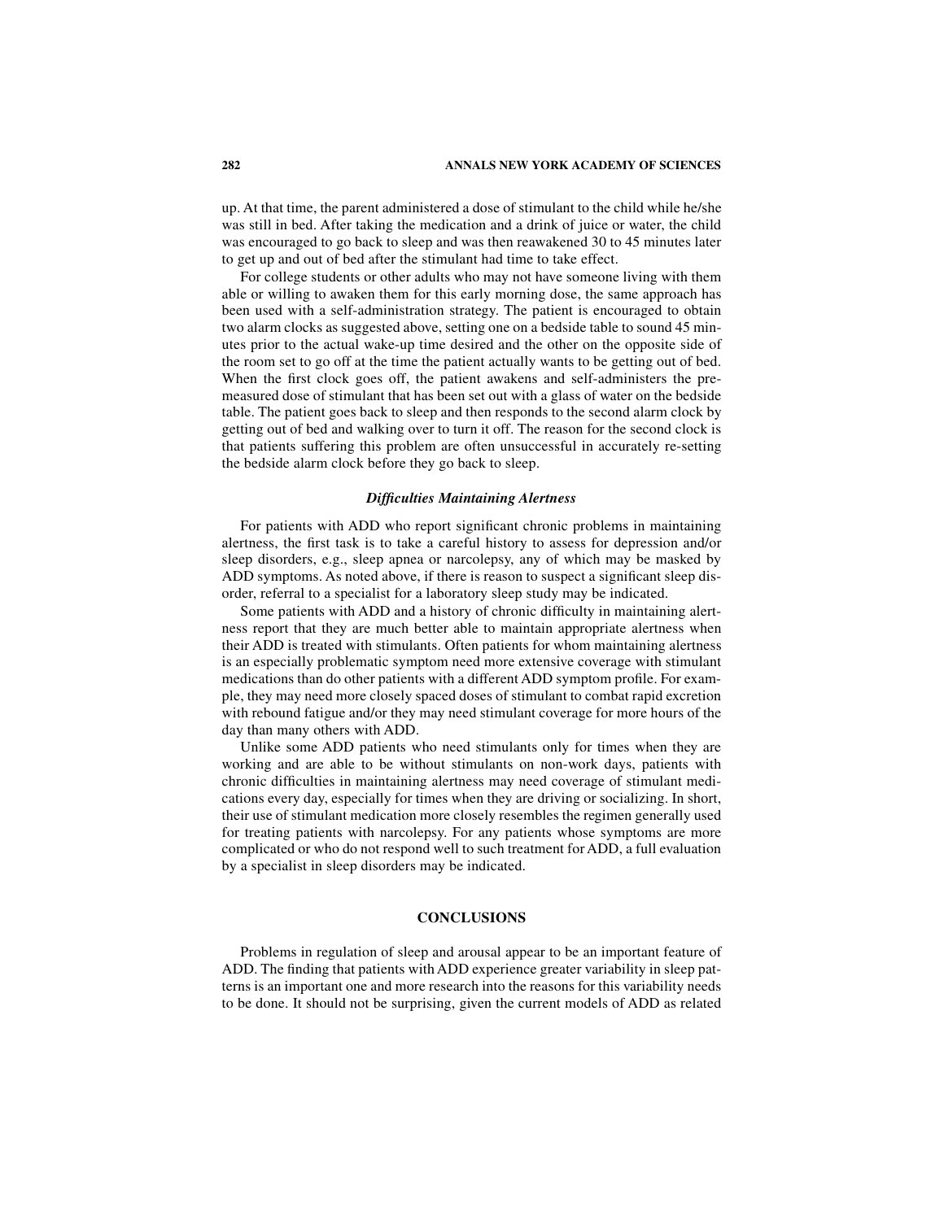up. At that time, the parent administered a dose of stimulant to the child while he/she was still in bed. After taking the medication and a drink of juice or water, the child was encouraged to go back to sleep and was then reawakened 30 to 45 minutes later to get up and out of bed after the stimulant had time to take effect.

For college students or other adults who may not have someone living with them able or willing to awaken them for this early morning dose, the same approach has been used with a self-administration strategy. The patient is encouraged to obtain two alarm clocks as suggested above, setting one on a bedside table to sound 45 minutes prior to the actual wake-up time desired and the other on the opposite side of the room set to go off at the time the patient actually wants to be getting out of bed. When the first clock goes off, the patient awakens and self-administers the pre-measured dose of stimulant that has been set out with a glass of water on the bedside table. The patient goes back to sleep and then responds to the second alarm clock by getting out of bed and walking over to turn it off. The reason for the second clock is that patients suffering this problem are often unsuccessful in accurately re-setting the bedside alarm clock before they go back to sleep.

### *Difficulties Maintaining Alertness*

For patients with ADD who report significant chronic problems in maintaining alertness, the first task is to take a careful history to assess for depression and/or sleep disorders, e.g., sleep apnea or narcolepsy, any of which may be masked by ADD symptoms. As noted above, if there is reason to suspect a significant sleep disorder, referral to a specialist for a laboratory sleep study may be indicated.

Some patients with ADD and a history of chronic difficulty in maintaining alertness report that they are much better able to maintain appropriate alertness when their ADD is treated with stimulants. Often patients for whom maintaining alertness is an especially problematic symptom need more extensive coverage with stimulant medications than do other patients with a different ADD symptom profile. For example, they may need more closely spaced doses of stimulant to combat rapid excretion with rebound fatigue and/or they may need stimulant coverage for more hours of the day than many others with ADD.

Unlike some ADD patients who need stimulants only for times when they are working and are able to be without stimulants on non-work days, patients with chronic difficulties in maintaining alertness may need coverage of stimulant medications every day, especially for times when they are driving or socializing. In short, their use of stimulant medication more closely resembles the regimen generally used for treating patients with narcolepsy. For any patients whose symptoms are more complicated or who do not respond well to such treatment for ADD, a full evaluation by a specialist in sleep disorders may be indicated.

## CONCLUSIONS

Problems in regulation of sleep and arousal appear to be an important feature of ADD. The finding that patients with ADD experience greater variability in sleep patterns is an important one and more research into the reasons for this variability needs to be done. It should not be surprising, given the current models of ADD as related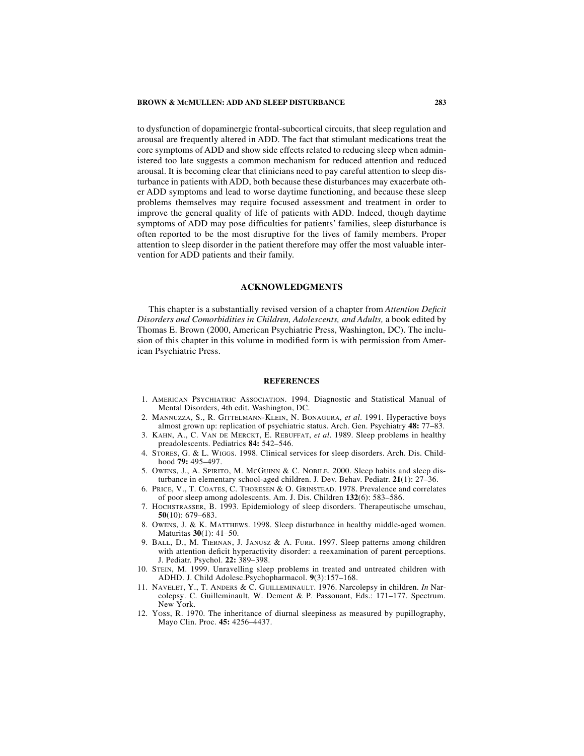to dysfunction of dopaminergic frontal-subcortical circuits, that sleep regulation and arousal are frequently altered in ADD. The fact that stimulant medications treat the core symptoms of ADD and show side effects related to reducing sleep when administered too late suggests a common mechanism for reduced attention and reduced arousal. It is becoming clear that clinicians need to pay careful attention to sleep disturbance in patients with ADD, both because these disturbances may exacerbate other ADD symptoms and lead to worse daytime functioning, and because these sleep problems themselves may require focused assessment and treatment in order to improve the general quality of life of patients with ADD. Indeed, though daytime symptoms of ADD may pose difficulties for patients' families, sleep disturbance is often reported to be the most disruptive for the lives of family members. Proper attention to sleep disorder in the patient therefore may offer the most valuable intervention for ADD patients and their family.

## ACKNOWLEDGMENTS

This chapter is a substantially revised version of a chapter from *Attention Deficit Disorders and Comorbidities in Children, Adolescents, and Adults,* a book edited by Thomas E. Brown (2000, American Psychiatric Press, Washington, DC). The inclusion of this chapter in this volume in modified form is with permission from American Psychiatric Press.

## REFERENCES

1. American Psychiatric Association. 1994. Diagnostic and Statistical Manual of Mental Disorders, 4th edit. Washington, DC.
2. Mannuzza, S., R. Gittelmann-Klein, N. Bonagura, *et al*. 1991. Hyperactive boys almost grown up: replication of psychiatric status. Arch. Gen. Psychiatry **48:** 77–83.
3. Kahn, A., C. Van de Merckt, E. Rebuffat, *et al*. 1989. Sleep problems in healthy preadolescents. Pediatrics **84:** 542–546.
4. Stores, G. & L. Wiggs. 1998. Clinical services for sleep disorders. Arch. Dis. Childhood **79:** 495–497.
5. Owens, J., A. Spirito, M. McGuinn & C. Nobile. 2000. Sleep habits and sleep disturbance in elementary school-aged children. J. Dev. Behav. Pediatr. **21**(1): 27–36.
6. Price, V., T. Coates, C. Thoresen & O. Grinstead. 1978. Prevalence and correlates of poor sleep among adolescents. Am. J. Dis. Children **132**(6): 583–586.
7. Hochstrasser, B. 1993. Epidemiology of sleep disorders. Therapeutische umschau, **50**(10): 679–683.
8. Owens, J. & K. Matthews. 1998. Sleep disturbance in healthy middle-aged women. Maturitas **30**(1): 41–50.
9. Ball, D., M. Tiernan, J. Janusz & A. Furr. 1997. Sleep patterns among children with attention deficit hyperactivity disorder: a reexamination of parent perceptions. J. Pediatr. Psychol. **22:** 389–398.
10. Stein, M. 1999. Unravelling sleep problems in treated and untreated children with ADHD. J. Child Adolesc.Psychopharmacol. **9**(3):157–168.
11. Navelet, Y., T. Anders & C. Guilleminault. 1976. Narcolepsy in children. *In* Narcolepsy. C. Guilleminault, W. Dement & P. Passouant, Eds.: 171–177. Spectrum. New York.
12. Yoss, R. 1970. The inheritance of diurnal sleepiness as measured by pupillography, Mayo Clin. Proc. **45:** 4256–4437.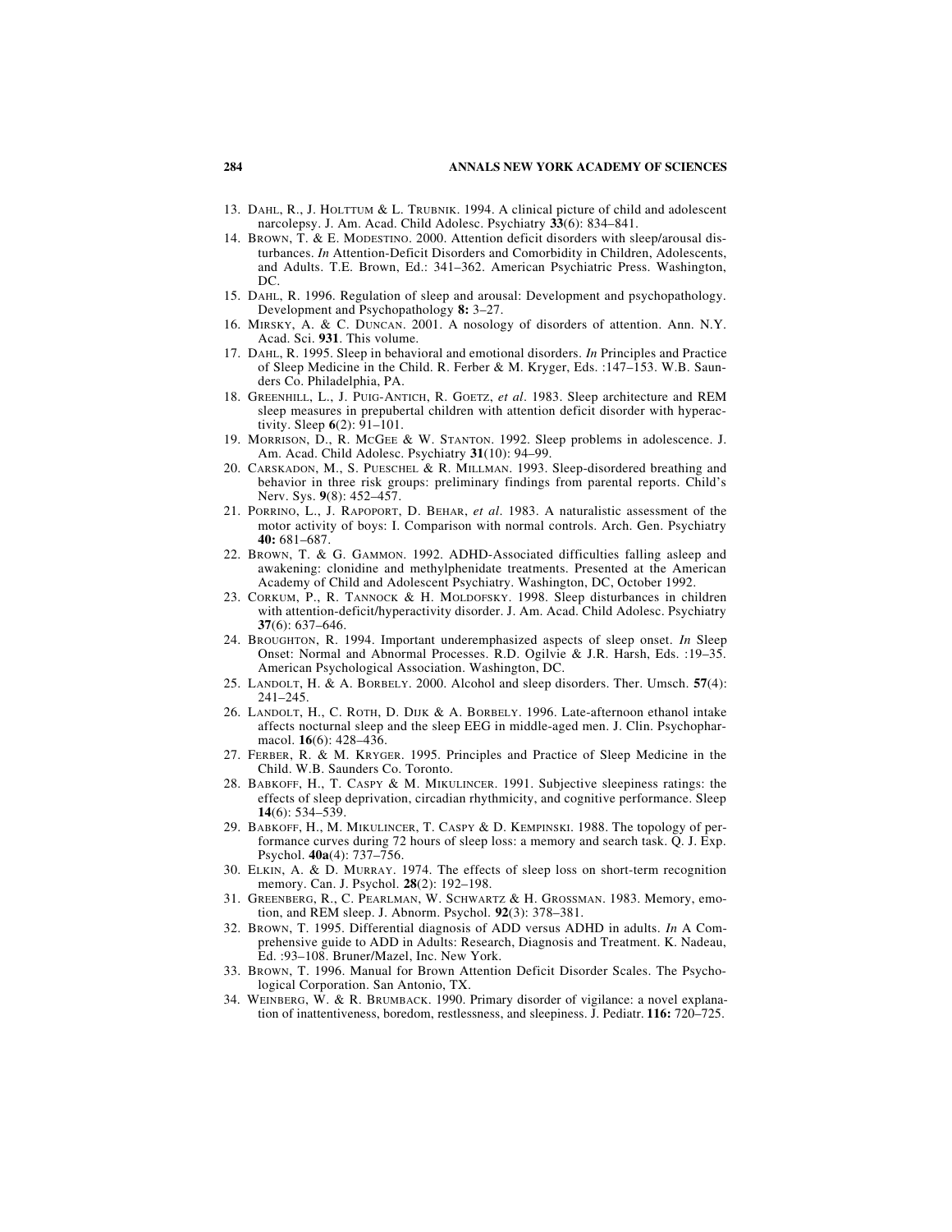13. Dahl, R., J. Holttum & L. Trubnik. 1994. A clinical picture of child and adolescent narcolepsy. J. Am. Acad. Child Adolesc. Psychiatry **33**(6): 834–841.
14. Brown, T. & E. Modestino. 2000. Attention deficit disorders with sleep/arousal disturbances. *In* Attention-Deficit Disorders and Comorbidity in Children, Adolescents, and Adults. T.E. Brown, Ed.: 341–362. American Psychiatric Press. Washington, DC.
15. Dahl, R. 1996. Regulation of sleep and arousal: Development and psychopathology. Development and Psychopathology **8:** 3–27.
16. Mirsky, A. & C. Duncan. 2001. A nosology of disorders of attention. Ann. N.Y. Acad. Sci. **931**. This volume.
17. Dahl, R. 1995. Sleep in behavioral and emotional disorders. *In* Principles and Practice of Sleep Medicine in the Child. R. Ferber & M. Kryger, Eds. :147–153. W.B. Saunders Co. Philadelphia, PA.
18. Greenhill, L., J. Puig-Antich, R. Goetz, *et al*. 1983. Sleep architecture and REM sleep measures in prepubertal children with attention deficit disorder with hyperactivity. Sleep **6**(2): 91–101.
19. Morrison, D., R. McGee & W. Stanton. 1992. Sleep problems in adolescence. J. Am. Acad. Child Adolesc. Psychiatry **31**(10): 94–99.
20. Carskadon, M., S. Pueschel & R. Millman. 1993. Sleep-disordered breathing and behavior in three risk groups: preliminary findings from parental reports. Child's Nerv. Sys. **9**(8): 452–457.
21. Porrino, L., J. Rapoport, D. Behar, *et al*. 1983. A naturalistic assessment of the motor activity of boys: I. Comparison with normal controls. Arch. Gen. Psychiatry **40:** 681–687.
22. Brown, T. & G. Gammon. 1992. ADHD-Associated difficulties falling asleep and awakening: clonidine and methylphenidate treatments. Presented at the American Academy of Child and Adolescent Psychiatry. Washington, DC, October 1992.
23. Corkum, P., R. Tannock & H. Moldofsky. 1998. Sleep disturbances in children with attention-deficit/hyperactivity disorder. J. Am. Acad. Child Adolesc. Psychiatry **37**(6): 637–646.
24. Broughton, R. 1994. Important underemphasized aspects of sleep onset. *In* Sleep Onset: Normal and Abnormal Processes. R.D. Ogilvie & J.R. Harsh, Eds. :19–35. American Psychological Association. Washington, DC.
25. Landolt, H. & A. Borbely. 2000. Alcohol and sleep disorders. Ther. Umsch. **57**(4): 241–245.
26. Landolt, H., C. Roth, D. Dijk & A. Borbely. 1996. Late-afternoon ethanol intake affects nocturnal sleep and the sleep EEG in middle-aged men. J. Clin. Psychopharmacol. **16**(6): 428–436.
27. Ferber, R. & M. Kryger. 1995. Principles and Practice of Sleep Medicine in the Child. W.B. Saunders Co. Toronto.
28. Babkoff, H., T. Caspy & M. Mikulincer. 1991. Subjective sleepiness ratings: the effects of sleep deprivation, circadian rhythmicity, and cognitive performance. Sleep **14**(6): 534–539.
29. Babkoff, H., M. Mikulincer, T. Caspy & D. Kempinski. 1988. The topology of performance curves during 72 hours of sleep loss: a memory and search task. Q. J. Exp. Psychol. **40a**(4): 737–756.
30. Elkin, A. & D. Murray. 1974. The effects of sleep loss on short-term recognition memory. Can. J. Psychol. **28**(2): 192–198.
31. Greenberg, R., C. Pearlman, W. Schwartz & H. Grossman. 1983. Memory, emotion, and REM sleep. J. Abnorm. Psychol. **92**(3): 378–381.
32. Brown, T. 1995. Differential diagnosis of ADD versus ADHD in adults. *In* A Comprehensive guide to ADD in Adults: Research, Diagnosis and Treatment. K. Nadeau, Ed. :93–108. Bruner/Mazel, Inc. New York.
33. Brown, T. 1996. Manual for Brown Attention Deficit Disorder Scales. The Psychological Corporation. San Antonio, TX.
34. Weinberg, W. & R. Brumback. 1990. Primary disorder of vigilance: a novel explanation of inattentiveness, boredom, restlessness, and sleepiness. J. Pediatr. **116:** 720–725.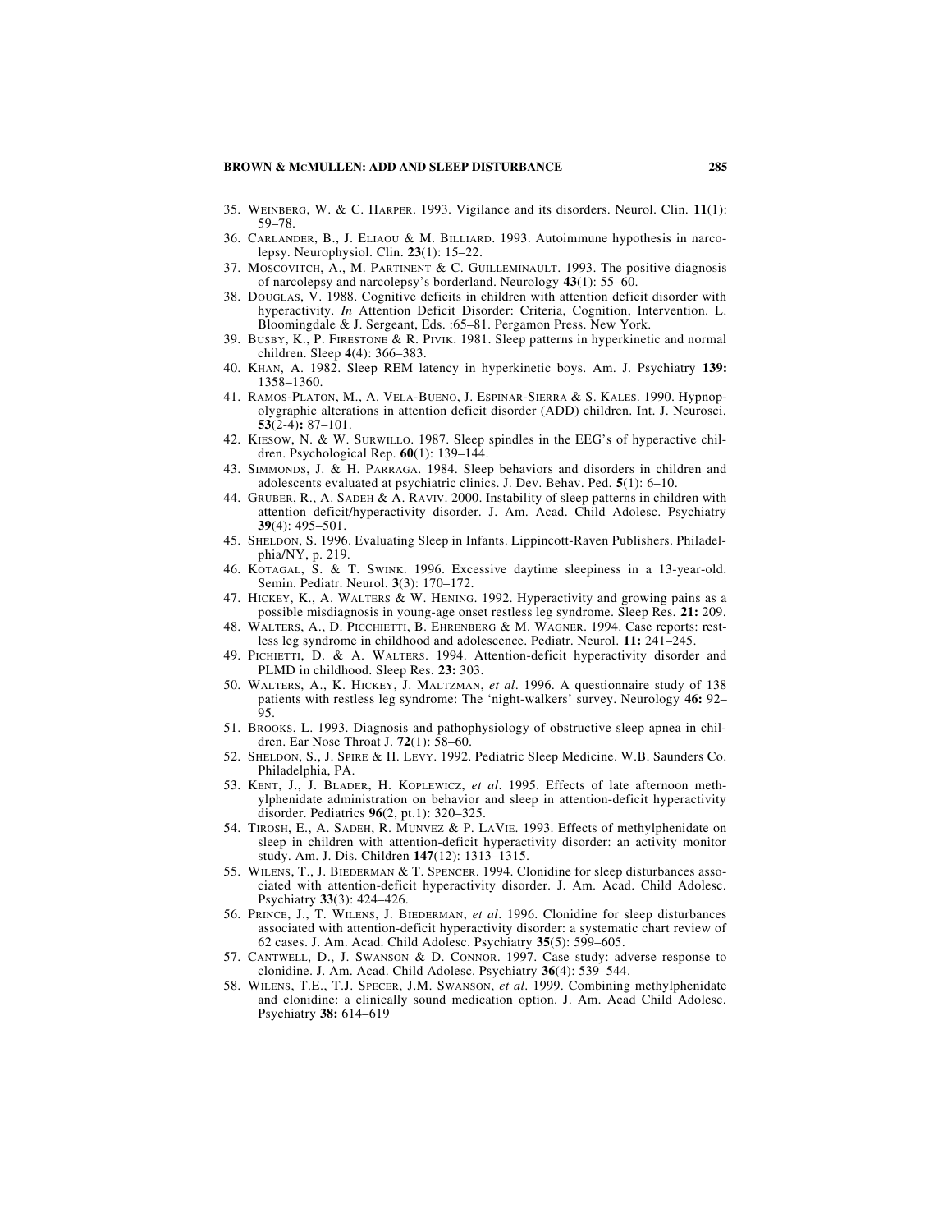35. WEINBERG, W. & C. HARPER. 1993. Vigilance and its disorders. Neurol. Clin. **11**(1): 59–78.
36. CARLANDER, B., J. ELIAOU & M. BILLIARD. 1993. Autoimmune hypothesis in narcolepsy. Neurophysiol. Clin. **23**(1): 15–22.
37. MOSCOVITCH, A., M. PARTINENT & C. GUILLEMINAULT. 1993. The positive diagnosis of narcolepsy and narcolepsy's borderland. Neurology **43**(1): 55–60.
38. DOUGLAS, V. 1988. Cognitive deficits in children with attention deficit disorder with hyperactivity. *In* Attention Deficit Disorder: Criteria, Cognition, Intervention. L. Bloomingdale & J. Sergeant, Eds. :65–81. Pergamon Press. New York.
39. BUSBY, K., P. FIRESTONE & R. PIVIK. 1981. Sleep patterns in hyperkinetic and normal children. Sleep **4**(4): 366–383.
40. KHAN, A. 1982. Sleep REM latency in hyperkinetic boys. Am. J. Psychiatry **139:** 1358–1360.
41. RAMOS-PLATON, M., A. VELA-BUENO, J. ESPINAR-SIERRA & S. KALES. 1990. Hypnopolygraphic alterations in attention deficit disorder (ADD) children. Int. J. Neurosci. **53**(2-4)**:** 87–101.
42. KIESOW, N. & W. SURWILLO. 1987. Sleep spindles in the EEG's of hyperactive children. Psychological Rep. **60**(1): 139–144.
43. SIMMONDS, J. & H. PARRAGA. 1984. Sleep behaviors and disorders in children and adolescents evaluated at psychiatric clinics. J. Dev. Behav. Ped. **5**(1): 6–10.
44. GRUBER, R., A. SADEH & A. RAVIV. 2000. Instability of sleep patterns in children with attention deficit/hyperactivity disorder. J. Am. Acad. Child Adolesc. Psychiatry **39**(4): 495–501.
45. SHELDON, S. 1996. Evaluating Sleep in Infants. Lippincott-Raven Publishers. Philadelphia/NY, p. 219.
46. KOTAGAL, S. & T. SWINK. 1996. Excessive daytime sleepiness in a 13-year-old. Semin. Pediatr. Neurol. **3**(3): 170–172.
47. HICKEY, K., A. WALTERS & W. HENING. 1992. Hyperactivity and growing pains as a possible misdiagnosis in young-age onset restless leg syndrome. Sleep Res. **21:** 209.
48. WALTERS, A., D. PICCHIETTI, B. EHRENBERG & M. WAGNER. 1994. Case reports: restless leg syndrome in childhood and adolescence. Pediatr. Neurol. **11:** 241–245.
49. PICHIETTI, D. & A. WALTERS. 1994. Attention-deficit hyperactivity disorder and PLMD in childhood. Sleep Res. **23:** 303.
50. WALTERS, A., K. HICKEY, J. MALTZMAN, *et al*. 1996. A questionnaire study of 138 patients with restless leg syndrome: The 'night-walkers' survey. Neurology **46:** 92–95.
51. BROOKS, L. 1993. Diagnosis and pathophysiology of obstructive sleep apnea in children. Ear Nose Throat J. **72**(1): 58–60.
52. SHELDON, S., J. SPIRE & H. LEVY. 1992. Pediatric Sleep Medicine. W.B. Saunders Co. Philadelphia, PA.
53. KENT, J., J. BLADER, H. KOPLEWICZ, *et al*. 1995. Effects of late afternoon methylphenidate administration on behavior and sleep in attention-deficit hyperactivity disorder. Pediatrics **96**(2, pt.1): 320–325.
54. TIROSH, E., A. SADEH, R. MUNVEZ & P. LAVIE. 1993. Effects of methylphenidate on sleep in children with attention-deficit hyperactivity disorder: an activity monitor study. Am. J. Dis. Children **147**(12): 1313–1315.
55. WILENS, T., J. BIEDERMAN & T. SPENCER. 1994. Clonidine for sleep disturbances associated with attention-deficit hyperactivity disorder. J. Am. Acad. Child Adolesc. Psychiatry **33**(3): 424–426.
56. PRINCE, J., T. WILENS, J. BIEDERMAN, *et al*. 1996. Clonidine for sleep disturbances associated with attention-deficit hyperactivity disorder: a systematic chart review of 62 cases. J. Am. Acad. Child Adolesc. Psychiatry **35**(5): 599–605.
57. CANTWELL, D., J. SWANSON & D. CONNOR. 1997. Case study: adverse response to clonidine. J. Am. Acad. Child Adolesc. Psychiatry **36**(4): 539–544.
58. WILENS, T.E., T.J. SPECER, J.M. SWANSON, *et al*. 1999. Combining methylphenidate and clonidine: a clinically sound medication option. J. Am. Acad Child Adolesc. Psychiatry **38:** 614–619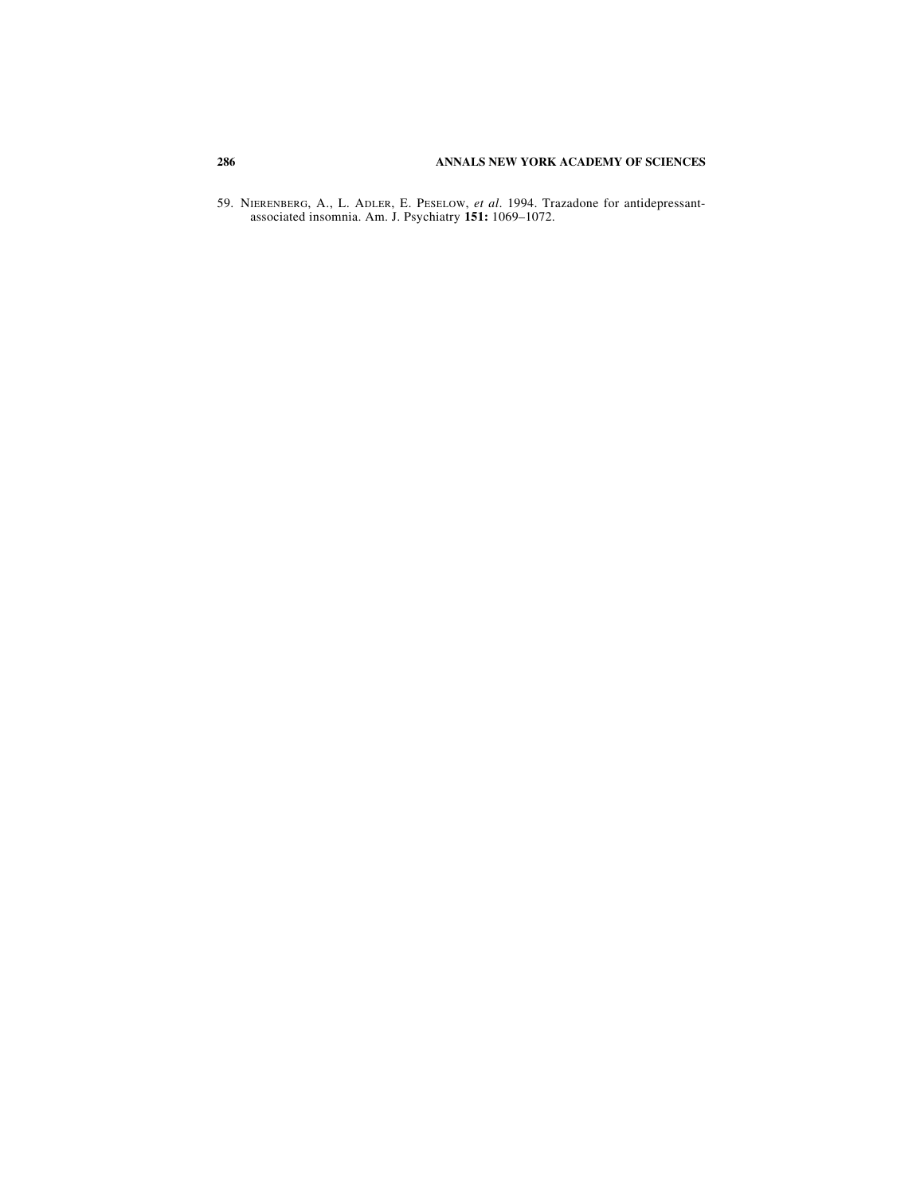59. Nierenberg, A., L. Adler, E. Peselow, *et al*. 1994. Trazadone for antidepressant-associated insomnia. Am. J. Psychiatry **151:** 1069–1072.